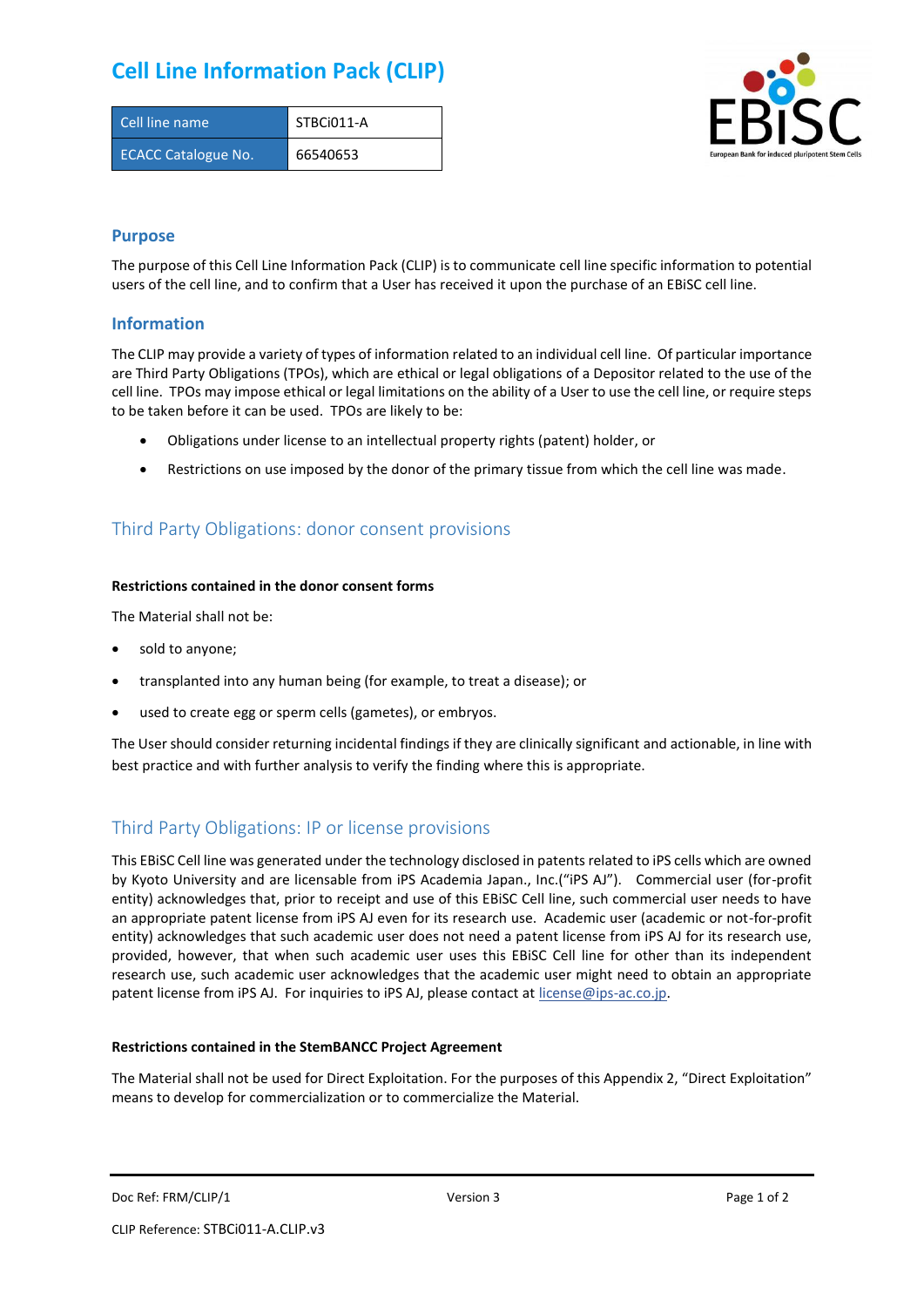# Cell Line Information Pack (CLIP)

| | |
|---|---|
| Cell line name | STBCi011-A |
| ECACC Catalogue No. | 66540653 |

## Purpose

The purpose of this Cell Line Information Pack (CLIP) is to communicate cell line specific information to potential users of the cell line, and to confirm that a User has received it upon the purchase of an EBiSC cell line.

## Information

The CLIP may provide a variety of types of information related to an individual cell line. Of particular importance are Third Party Obligations (TPOs), which are ethical or legal obligations of a Depositor related to the use of the cell line. TPOs may impose ethical or legal limitations on the ability of a User to use the cell line, or require steps to be taken before it can be used. TPOs are likely to be:

- Obligations under license to an intellectual property rights (patent) holder, or
- Restrictions on use imposed by the donor of the primary tissue from which the cell line was made.

## Third Party Obligations: donor consent provisions

**Restrictions contained in the donor consent forms**

The Material shall not be:

- sold to anyone;
- transplanted into any human being (for example, to treat a disease); or
- used to create egg or sperm cells (gametes), or embryos.

The User should consider returning incidental findings if they are clinically significant and actionable, in line with best practice and with further analysis to verify the finding where this is appropriate.

## Third Party Obligations: IP or license provisions

This EBiSC Cell line was generated under the technology disclosed in patents related to iPS cells which are owned by Kyoto University and are licensable from iPS Academia Japan., Inc.("iPS AJ"). Commercial user (for-profit entity) acknowledges that, prior to receipt and use of this EBiSC Cell line, such commercial user needs to have an appropriate patent license from iPS AJ even for its research use. Academic user (academic or not-for-profit entity) acknowledges that such academic user does not need a patent license from iPS AJ for its research use, provided, however, that when such academic user uses this EBiSC Cell line for other than its independent research use, such academic user acknowledges that the academic user might need to obtain an appropriate patent license from iPS AJ. For inquiries to iPS AJ, please contact at license@ips-ac.co.jp.

**Restrictions contained in the StemBANCC Project Agreement**

The Material shall not be used for Direct Exploitation. For the purposes of this Appendix 2, "Direct Exploitation" means to develop for commercialization or to commercialize the Material.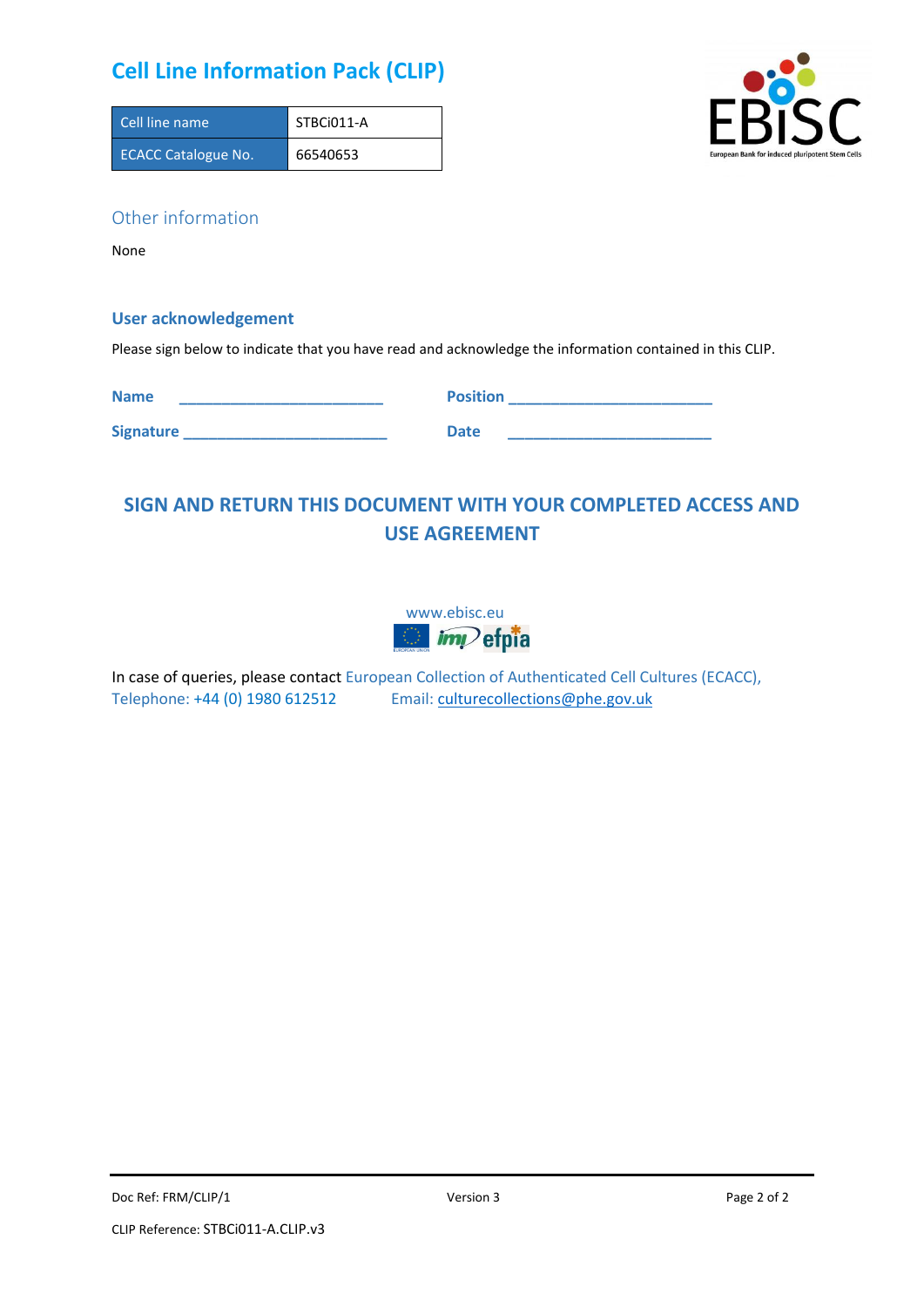# Cell Line Information Pack (CLIP)

| | |
|---|---|
| Cell line name | STBCi011-A |
| ECACC Catalogue No. | 66540653 |

## Other information

None

### User acknowledgement

Please sign below to indicate that you have read and acknowledge the information contained in this CLIP.

**Name** ___________________________ **Position** ___________________________

**Signature** ___________________________ **Date** ___________________________

## SIGN AND RETURN THIS DOCUMENT WITH YOUR COMPLETED ACCESS AND USE AGREEMENT

www.ebisc.eu

In case of queries, please contact European Collection of Authenticated Cell Cultures (ECACC), Telephone: +44 (0) 1980 612512 Email: culturecollections@phe.gov.uk

Doc Ref: FRM/CLIP/1 Version 3

CLIP Reference: STBCi011-A.CLIP.v3